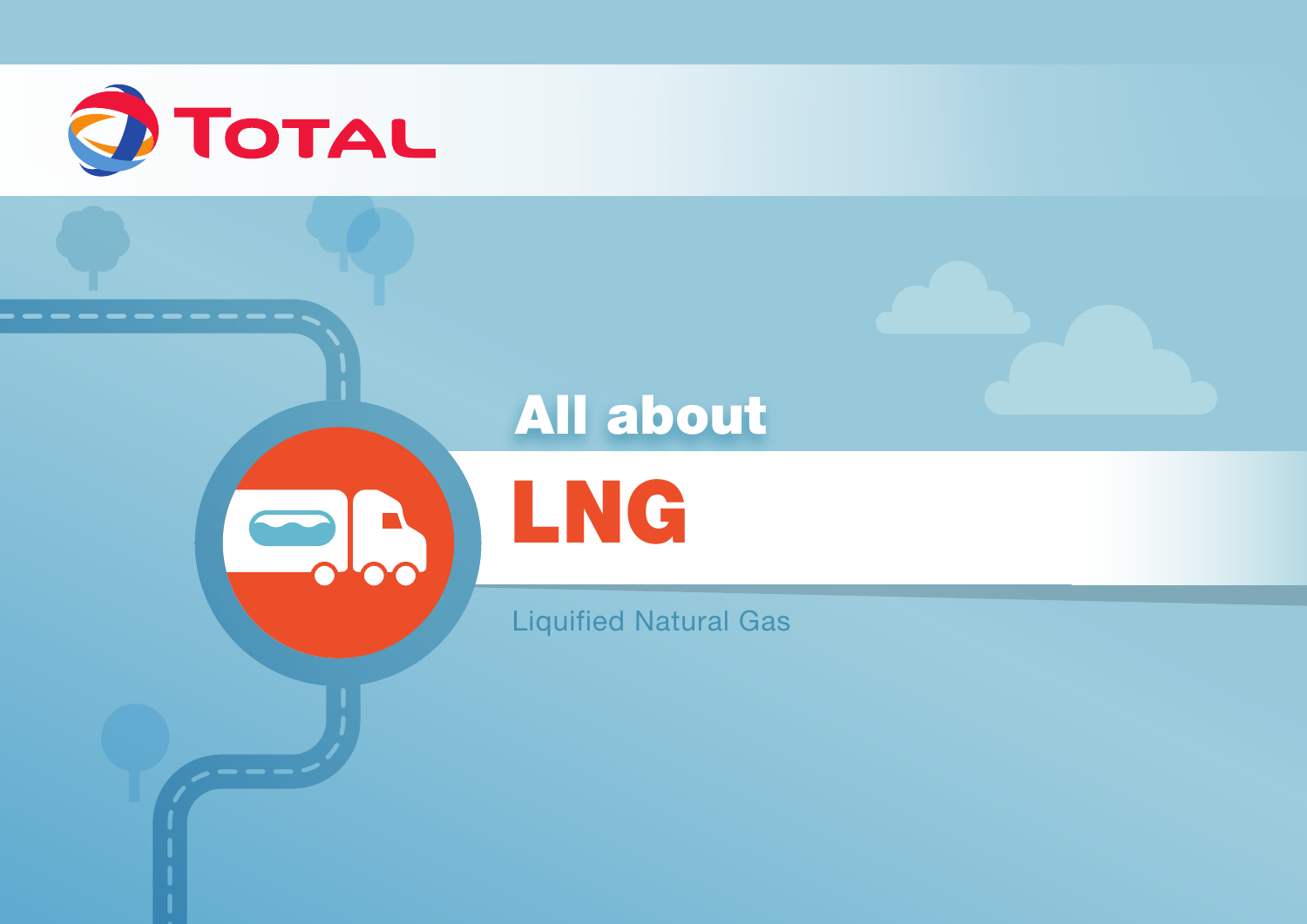TOTAL

# All about LNG

Liquified Natural Gas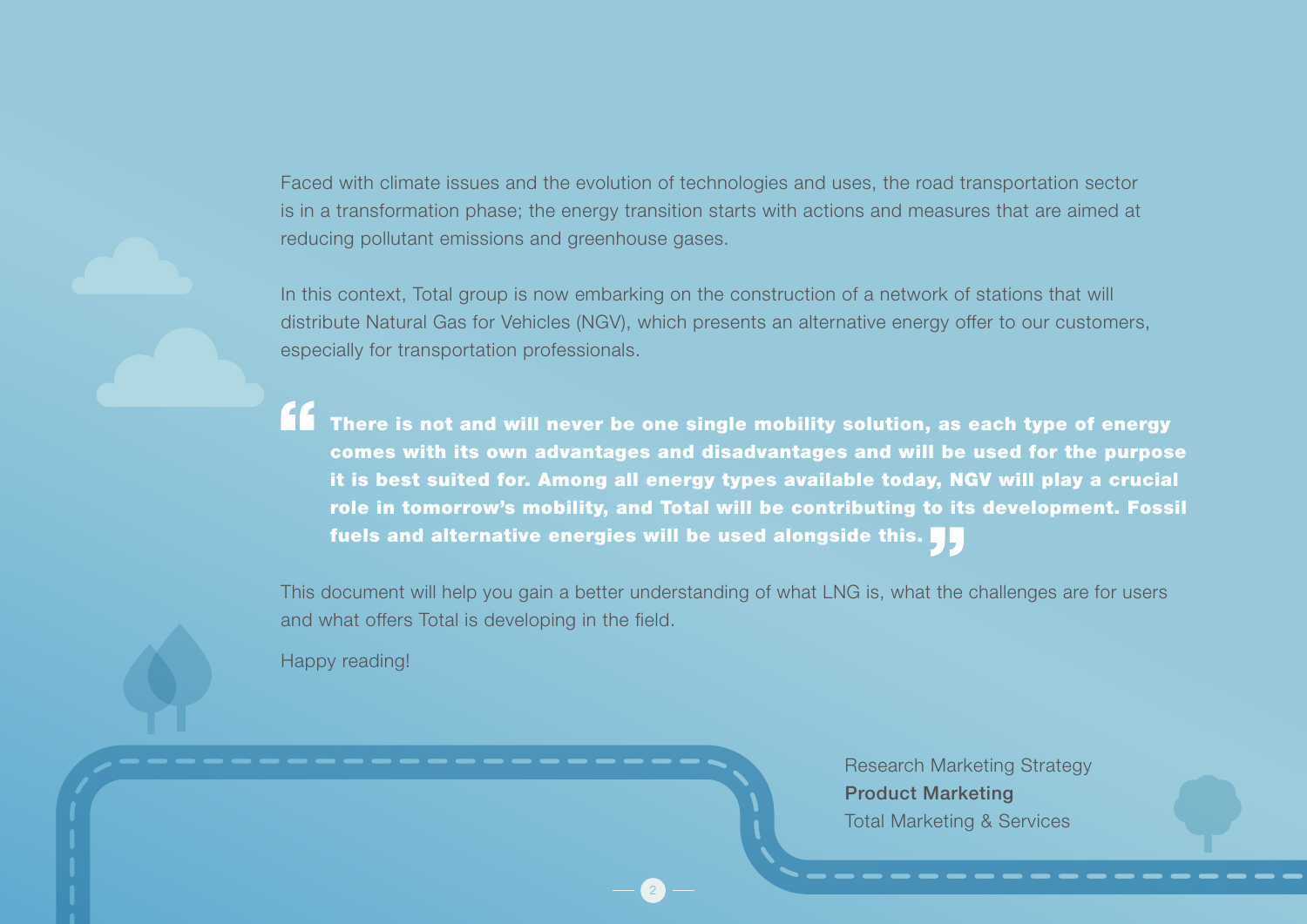Faced with climate issues and the evolution of technologies and uses, the road transportation sector is in a transformation phase; the energy transition starts with actions and measures that are aimed at reducing pollutant emissions and greenhouse gases.

In this context, Total group is now embarking on the construction of a network of stations that will distribute Natural Gas for Vehicles (NGV), which presents an alternative energy offer to our customers, especially for transportation professionals.

> **“There is not and will never be one single mobility solution, as each type of energy comes with its own advantages and disadvantages and will be used for the purpose it is best suited for. Among all energy types available today, NGV will play a crucial role in tomorrow’s mobility, and Total will be contributing to its development. Fossil fuels and alternative energies will be used alongside this.”**

This document will help you gain a better understanding of what LNG is, what the challenges are for users and what offers Total is developing in the field.

Happy reading!

Research Marketing Strategy
**Product Marketing**
Total Marketing & Services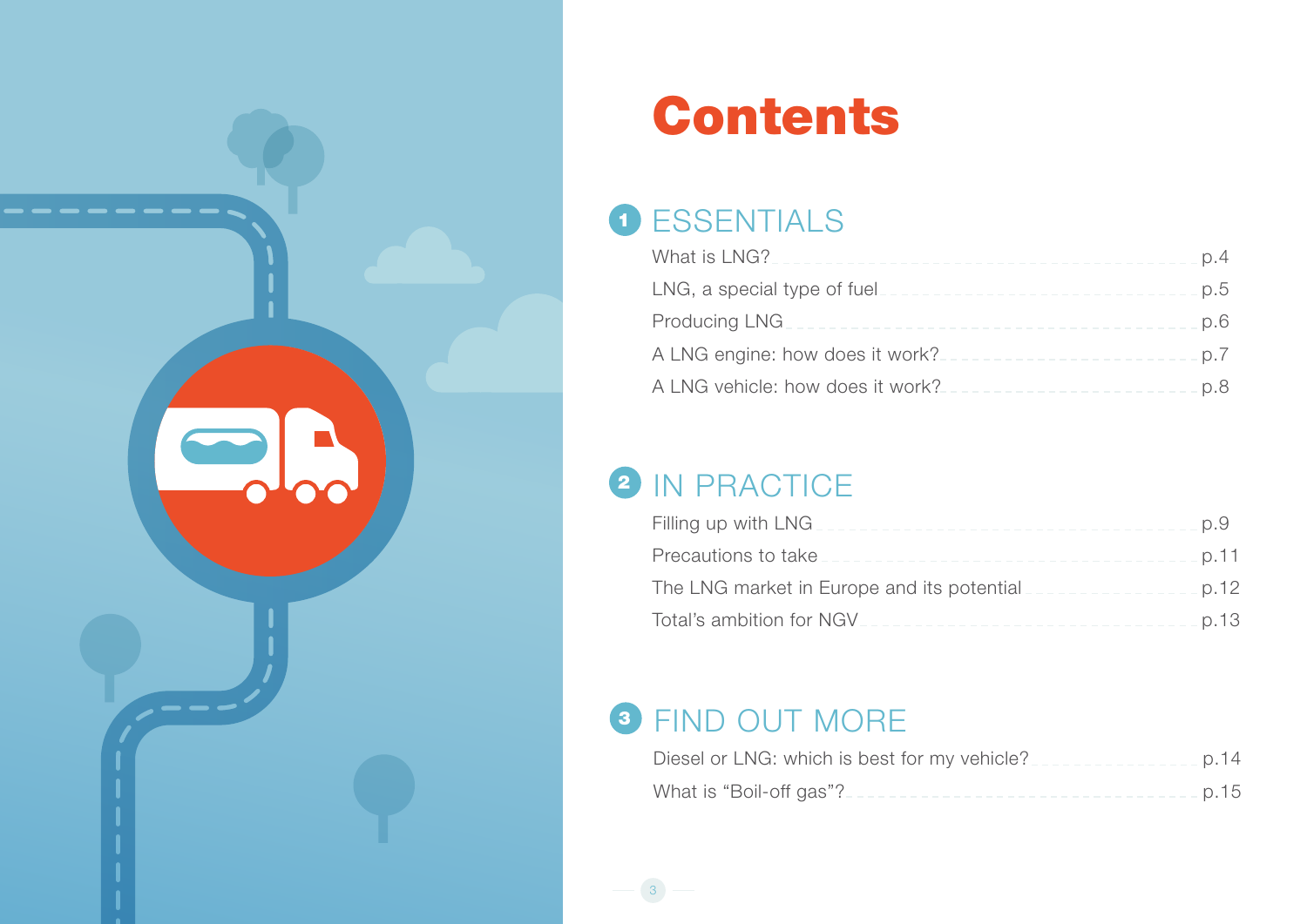# Contents

## 1 ESSENTIALS

- What is LNG? p.4
- LNG, a special type of fuel p.5
- Producing LNG p.6
- A LNG engine: how does it work? p.7
- A LNG vehicle: how does it work? p.8

## 2 IN PRACTICE

- Filling up with LNG p.9
- Precautions to take p.11
- The LNG market in Europe and its potential p.12
- Total's ambition for NGV p.13

## 3 FIND OUT MORE

- Diesel or LNG: which is best for my vehicle? p.14
- What is "Boil-off gas"? p.15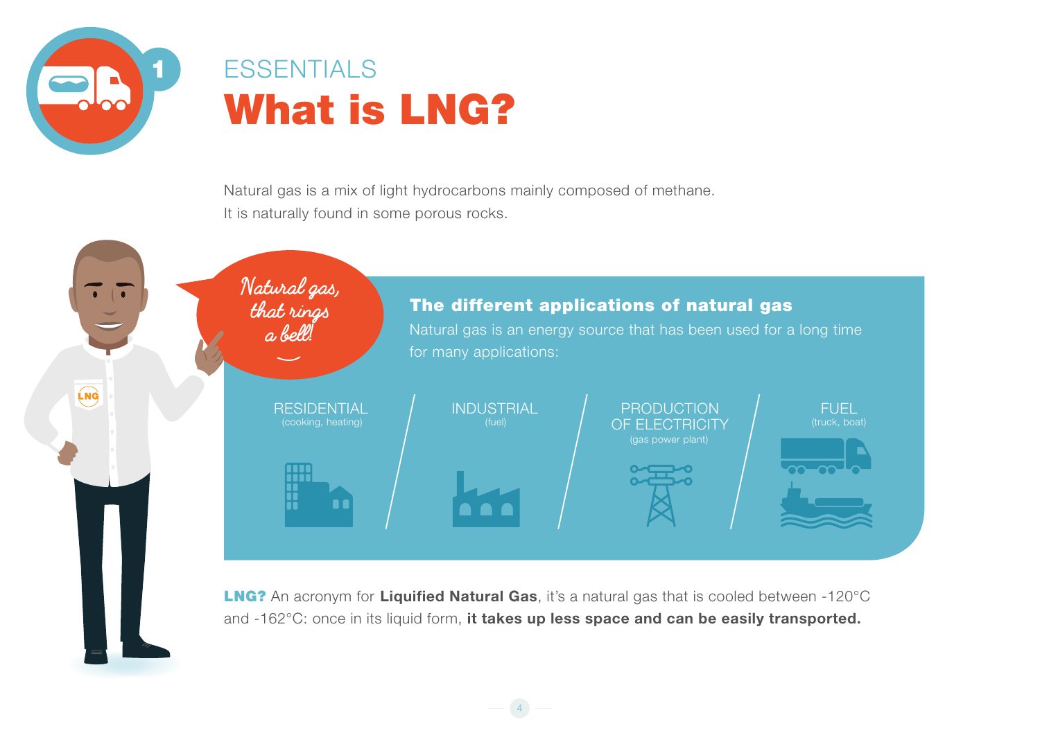ESSENTIALS

# What is LNG?

Natural gas is a mix of light hydrocarbons mainly composed of methane.
It is naturally found in some porous rocks.

*Natural gas, that rings a bell!*

## The different applications of natural gas

Natural gas is an energy source that has been used for a long time for many applications:

- RESIDENTIAL (cooking, heating)
- INDUSTRIAL (fuel)
- PRODUCTION OF ELECTRICITY (gas power plant)
- FUEL (truck, boat)

**LNG?** An acronym for **Liquified Natural Gas**, it's a natural gas that is cooled between -120°C and -162°C: once in its liquid form, **it takes up less space and can be easily transported.**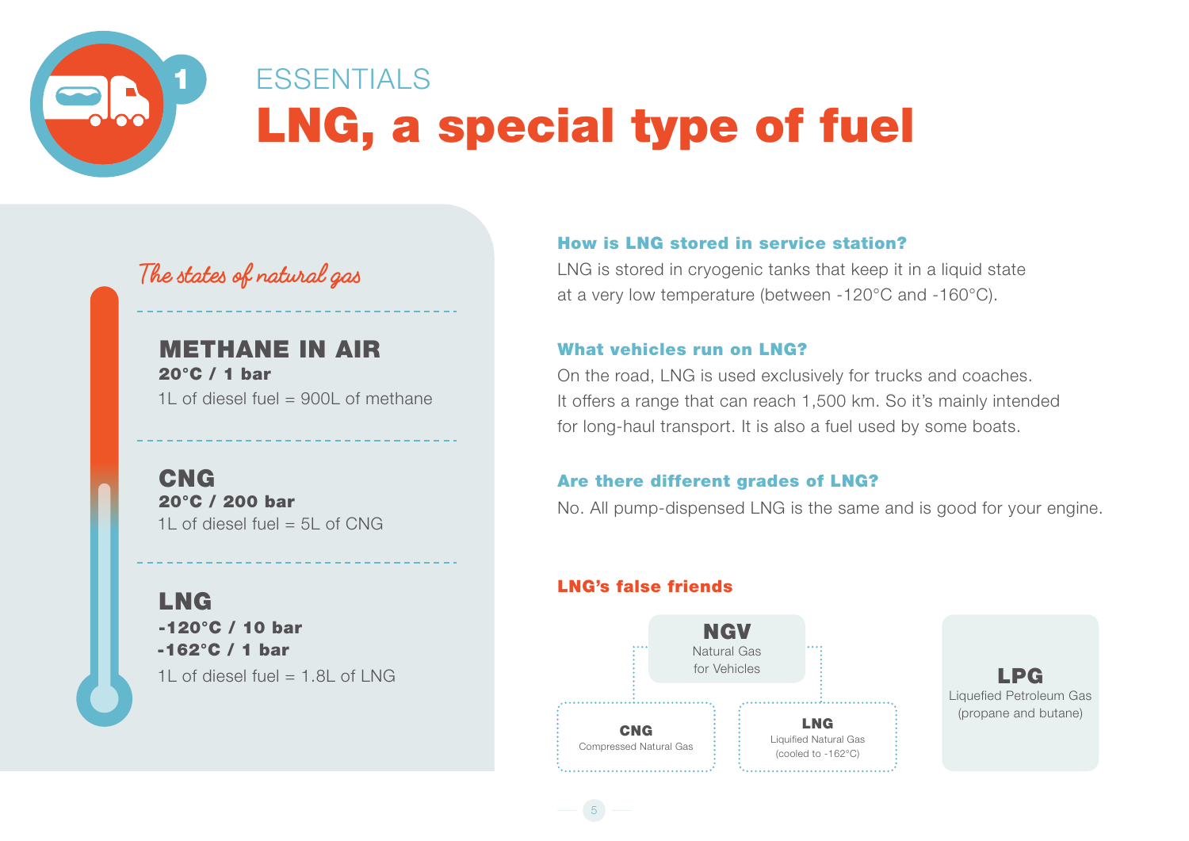# ESSENTIALS

# LNG, a special type of fuel

## The states of natural gas

### METHANE IN AIR

**20°C / 1 bar**

1L of diesel fuel = 900L of methane

### CNG

**20°C / 200 bar**

1L of diesel fuel = 5L of CNG

### LNG

**-120°C / 10 bar**

**-162°C / 1 bar**

1L of diesel fuel = 1.8L of LNG

### How is LNG stored in service station?

LNG is stored in cryogenic tanks that keep it in a liquid state at a very low temperature (between -120°C and -160°C).

### What vehicles run on LNG?

On the road, LNG is used exclusively for trucks and coaches. It offers a range that can reach 1,500 km. So it's mainly intended for long-haul transport. It is also a fuel used by some boats.

### Are there different grades of LNG?

No. All pump-dispensed LNG is the same and is good for your engine.

### LNG's false friends

**NGV**
Natural Gas for Vehicles

- **CNG** – Compressed Natural Gas
- **LNG** – Liquified Natural Gas (cooled to -162°C)

**LPG**
Liquefied Petroleum Gas (propane and butane)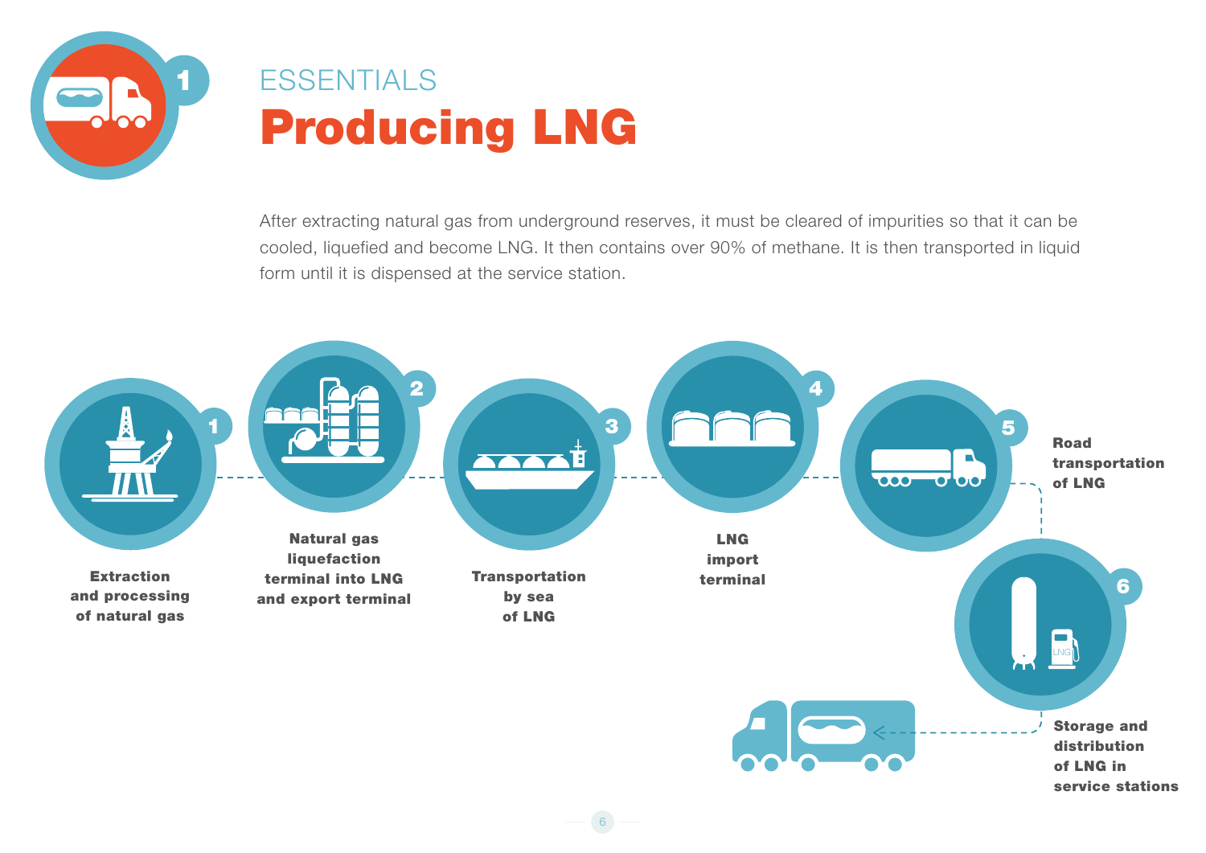ESSENTIALS

# Producing LNG

After extracting natural gas from underground reserves, it must be cleared of impurities so that it can be cooled, liquefied and become LNG. It then contains over 90% of methane. It is then transported in liquid form until it is dispensed at the service station.

1. **Extraction and processing of natural gas**
2. **Natural gas liquefaction terminal into LNG and export terminal**
3. **Transportation by sea of LNG**
4. **LNG import terminal**
5. **Road transportation of LNG**
6. **Storage and distribution of LNG in service stations**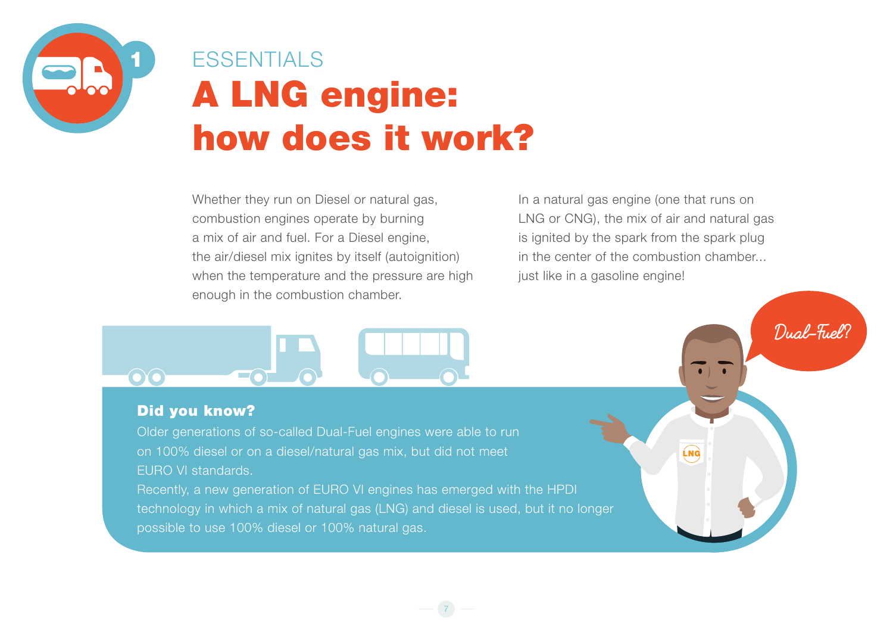ESSENTIALS

# A LNG engine: how does it work?

Whether they run on Diesel or natural gas, combustion engines operate by burning a mix of air and fuel. For a Diesel engine, the air/diesel mix ignites by itself (autoignition) when the temperature and the pressure are high enough in the combustion chamber.

In a natural gas engine (one that runs on LNG or CNG), the mix of air and natural gas is ignited by the spark from the spark plug in the center of the combustion chamber... just like in a gasoline engine!

Dual-Fuel?

### Did you know?

Older generations of so-called Dual-Fuel engines were able to run on 100% diesel or on a diesel/natural gas mix, but did not meet EURO VI standards.

Recently, a new generation of EURO VI engines has emerged with the HPDI technology in which a mix of natural gas (LNG) and diesel is used, but it no longer possible to use 100% diesel or 100% natural gas.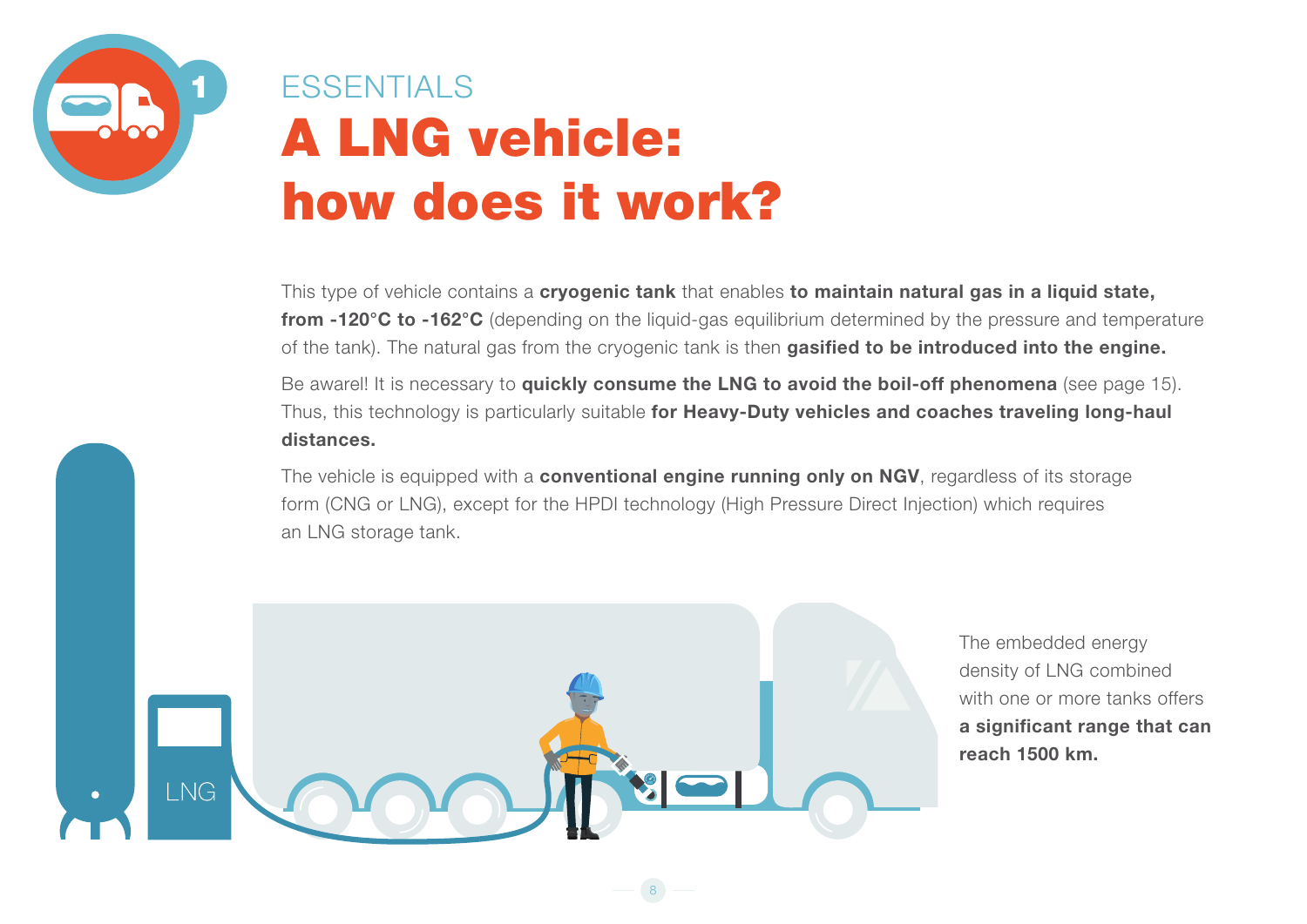ESSENTIALS

# A LNG vehicle: how does it work?

This type of vehicle contains a **cryogenic tank** that enables **to maintain natural gas in a liquid state, from -120°C to -162°C** (depending on the liquid-gas equilibrium determined by the pressure and temperature of the tank). The natural gas from the cryogenic tank is then **gasified to be introduced into the engine.**

Be aware! It is necessary to **quickly consume the LNG to avoid the boil-off phenomena** (see page 15). Thus, this technology is particularly suitable **for Heavy-Duty vehicles and coaches traveling long-haul distances.**

The vehicle is equipped with a **conventional engine running only on NGV**, regardless of its storage form (CNG or LNG), except for the HPDI technology (High Pressure Direct Injection) which requires an LNG storage tank.

The embedded energy density of LNG combined with one or more tanks offers **a significant range that can reach 1500 km.**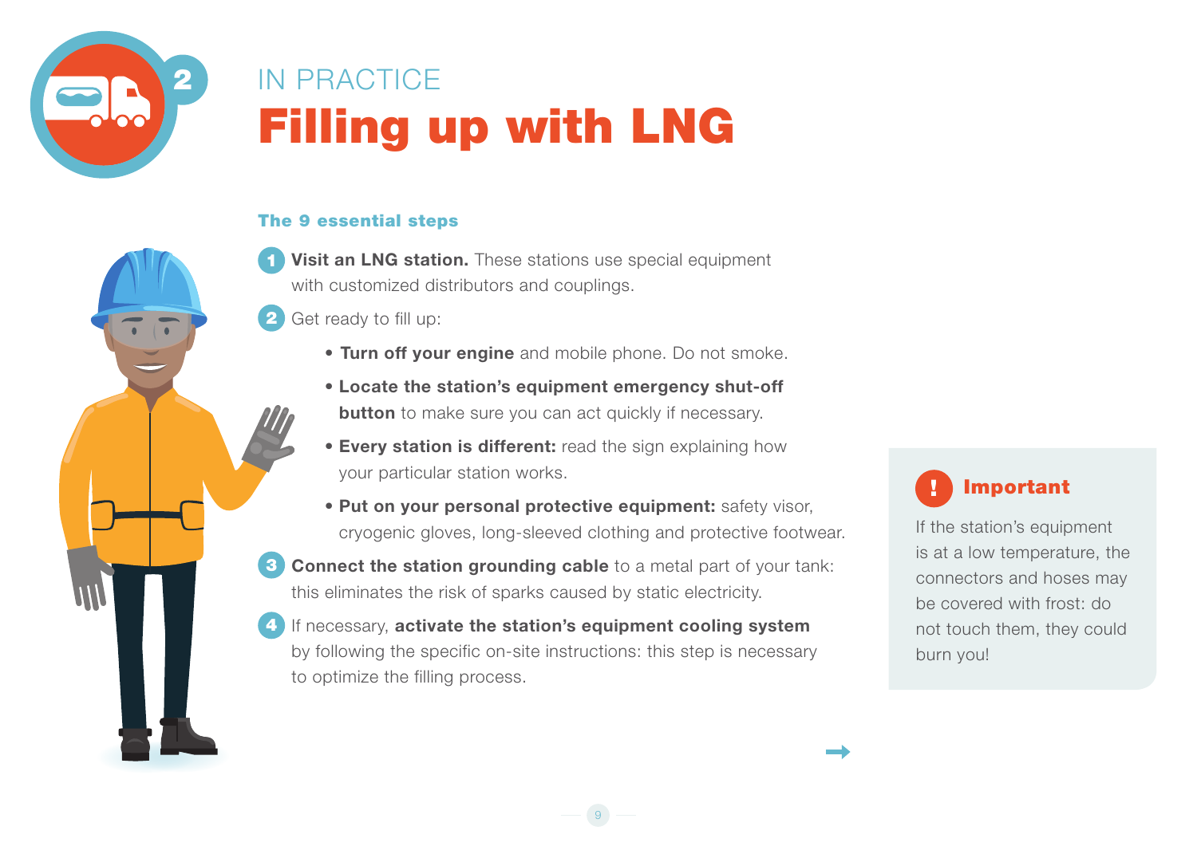IN PRACTICE

# Filling up with LNG

### The 9 essential steps

1. **Visit an LNG station.** These stations use special equipment with customized distributors and couplings.
2. Get ready to fill up:
   - **Turn off your engine** and mobile phone. Do not smoke.
   - **Locate the station's equipment emergency shut-off button** to make sure you can act quickly if necessary.
   - **Every station is different:** read the sign explaining how your particular station works.
   - **Put on your personal protective equipment:** safety visor, cryogenic gloves, long-sleeved clothing and protective footwear.
3. **Connect the station grounding cable** to a metal part of your tank: this eliminates the risk of sparks caused by static electricity.
4. If necessary, **activate the station's equipment cooling system** by following the specific on-site instructions: this step is necessary to optimize the filling process.

**! Important**

If the station's equipment is at a low temperature, the connectors and hoses may be covered with frost: do not touch them, they could burn you!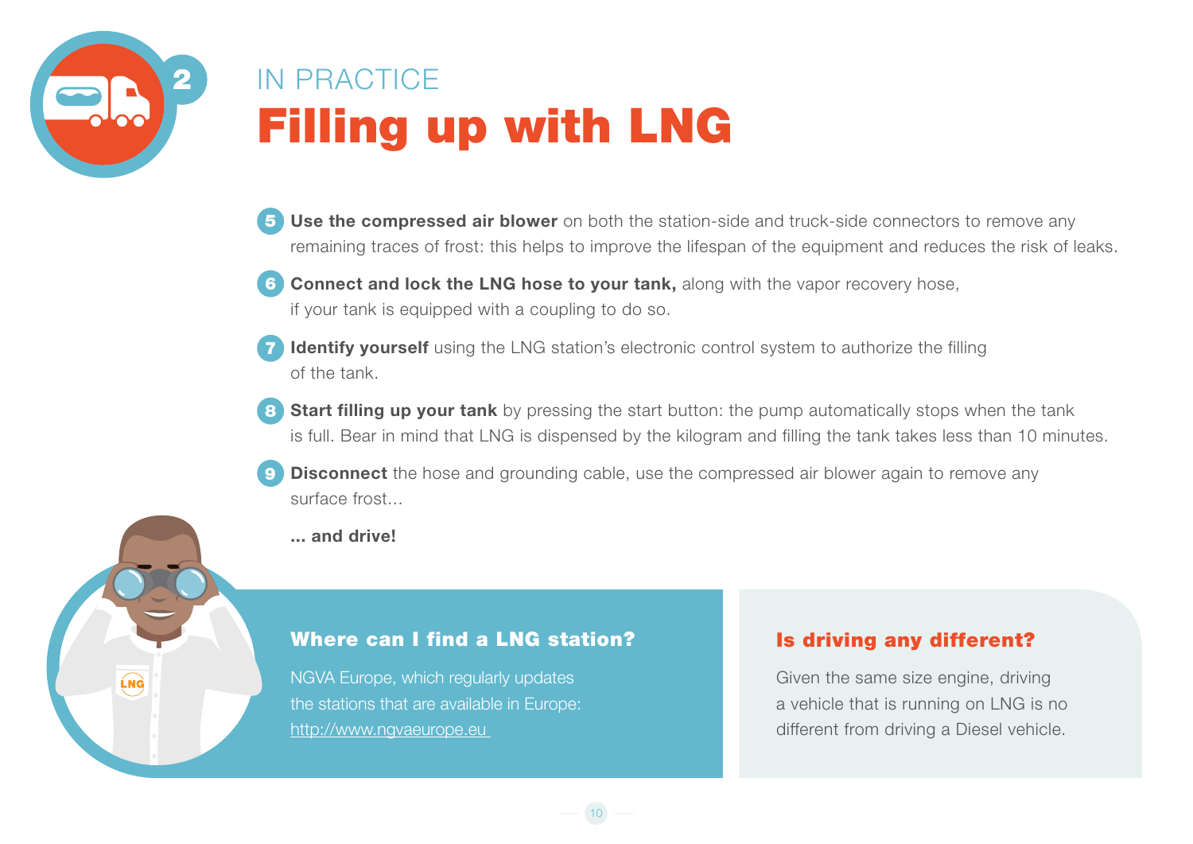IN PRACTICE

# Filling up with LNG

5. **Use the compressed air blower** on both the station-side and truck-side connectors to remove any remaining traces of frost: this helps to improve the lifespan of the equipment and reduces the risk of leaks.
6. **Connect and lock the LNG hose to your tank,** along with the vapor recovery hose, if your tank is equipped with a coupling to do so.
7. **Identify yourself** using the LNG station's electronic control system to authorize the filling of the tank.
8. **Start filling up your tank** by pressing the start button: the pump automatically stops when the tank is full. Bear in mind that LNG is dispensed by the kilogram and filling the tank takes less than 10 minutes.
9. **Disconnect** the hose and grounding cable, use the compressed air blower again to remove any surface frost...

**... and drive!**

### Where can I find a LNG station?

NGVA Europe, which regularly updates the stations that are available in Europe: http://www.ngvaeurope.eu

### Is driving any different?

Given the same size engine, driving a vehicle that is running on LNG is no different from driving a Diesel vehicle.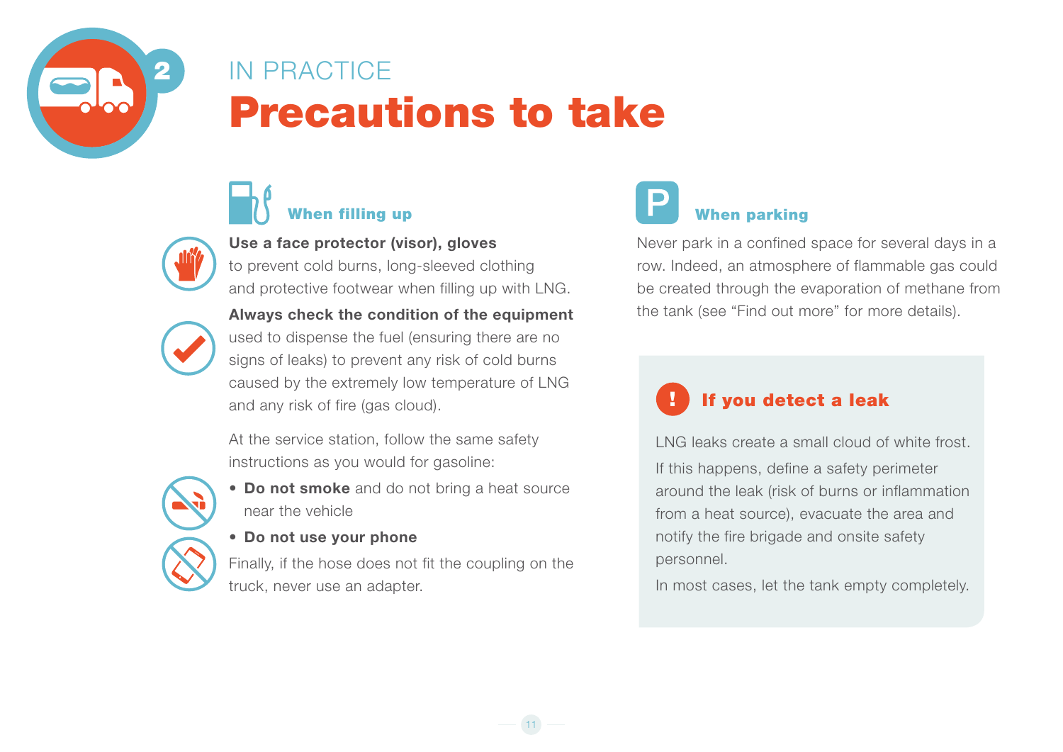IN PRACTICE

# Precautions to take

## When filling up

**Use a face protector (visor), gloves** to prevent cold burns, long-sleeved clothing and protective footwear when filling up with LNG.

**Always check the condition of the equipment** used to dispense the fuel (ensuring there are no signs of leaks) to prevent any risk of cold burns caused by the extremely low temperature of LNG and any risk of fire (gas cloud).

At the service station, follow the same safety instructions as you would for gasoline:

- **Do not smoke** and do not bring a heat source near the vehicle
- **Do not use your phone**

Finally, if the hose does not fit the coupling on the truck, never use an adapter.

## When parking

Never park in a confined space for several days in a row. Indeed, an atmosphere of flammable gas could be created through the evaporation of methane from the tank (see “Find out more” for more details).

### If you detect a leak

LNG leaks create a small cloud of white frost.

If this happens, define a safety perimeter around the leak (risk of burns or inflammation from a heat source), evacuate the area and notify the fire brigade and onsite safety personnel.

In most cases, let the tank empty completely.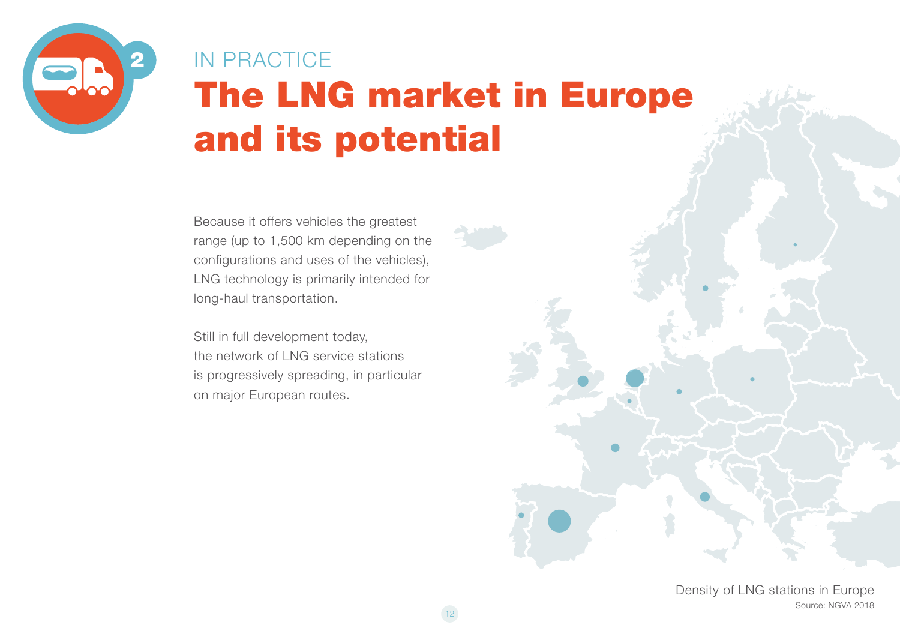IN PRACTICE

# The LNG market in Europe and its potential

Because it offers vehicles the greatest range (up to 1,500 km depending on the configurations and uses of the vehicles), LNG technology is primarily intended for long-haul transportation.

Still in full development today, the network of LNG service stations is progressively spreading, in particular on major European routes.

Density of LNG stations in Europe
Source: NGVA 2018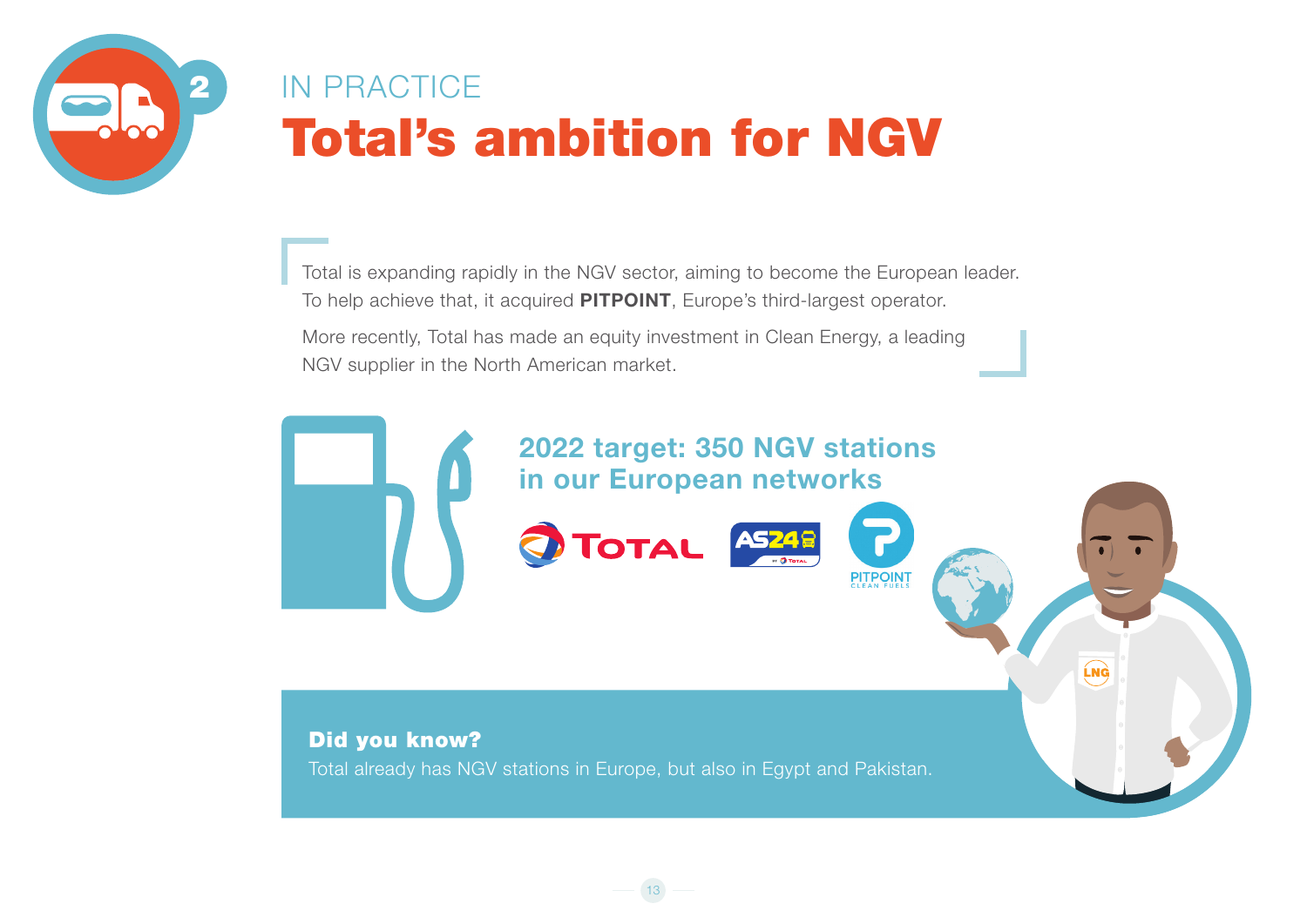IN PRACTICE

# Total's ambition for NGV

Total is expanding rapidly in the NGV sector, aiming to become the European leader. To help achieve that, it acquired **PITPOINT**, Europe's third-largest operator.

More recently, Total has made an equity investment in Clean Energy, a leading NGV supplier in the North American market.

## 2022 target: 350 NGV stations in our European networks

TOTAL | AS24 | PITPOINT CLEAN FUELS

### Did you know?

Total already has NGV stations in Europe, but also in Egypt and Pakistan.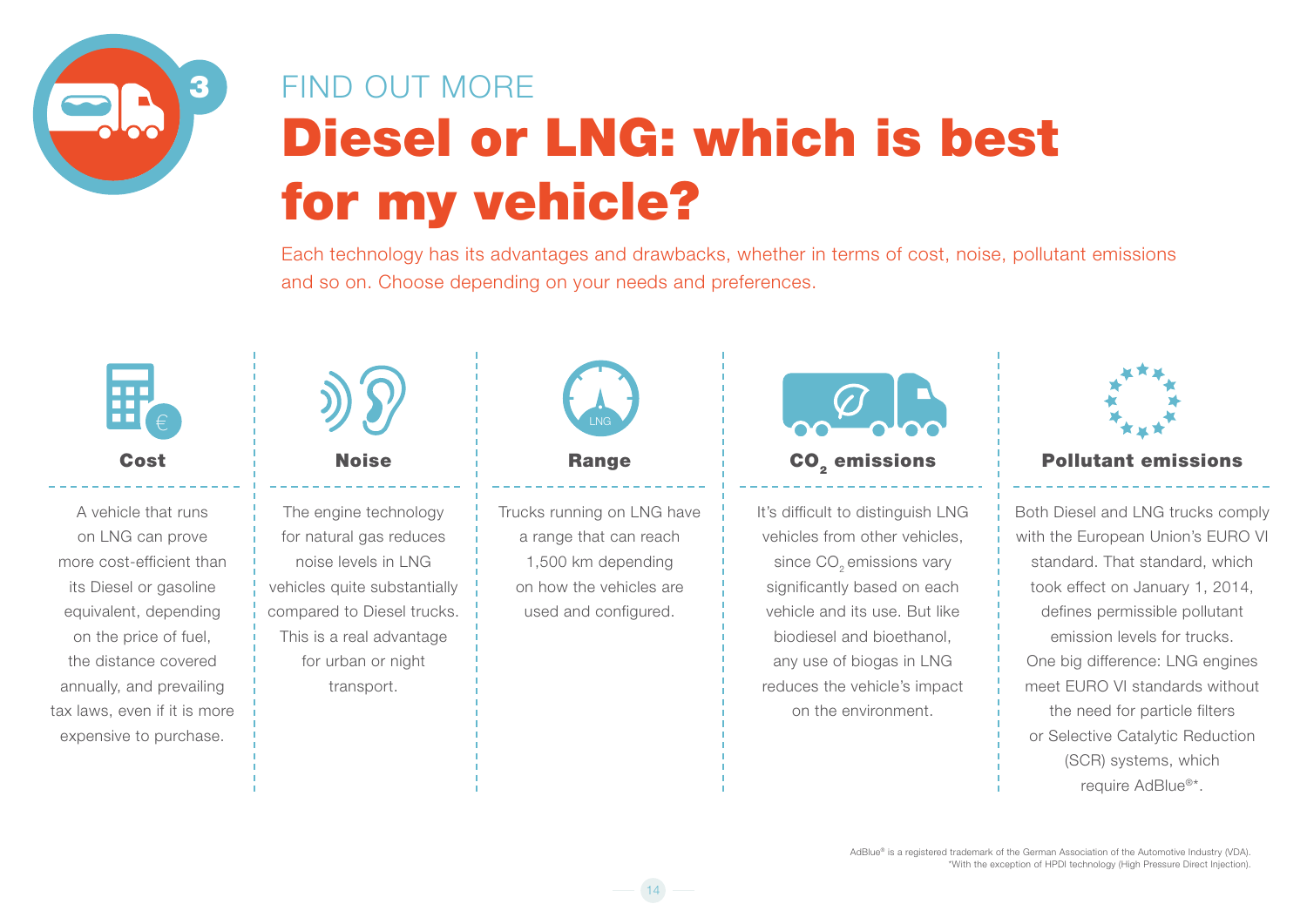FIND OUT MORE

# Diesel or LNG: which is best for my vehicle?

Each technology has its advantages and drawbacks, whether in terms of cost, noise, pollutant emissions and so on. Choose depending on your needs and preferences.

### Cost

A vehicle that runs on LNG can prove more cost-efficient than its Diesel or gasoline equivalent, depending on the price of fuel, the distance covered annually, and prevailing tax laws, even if it is more expensive to purchase.

### Noise

The engine technology for natural gas reduces noise levels in LNG vehicles quite substantially compared to Diesel trucks. This is a real advantage for urban or night transport.

### Range

Trucks running on LNG have a range that can reach 1,500 km depending on how the vehicles are used and configured.

### $CO_2$ emissions

It's difficult to distinguish LNG vehicles from other vehicles, since $CO_2$ emissions vary significantly based on each vehicle and its use. But like biodiesel and bioethanol, any use of biogas in LNG reduces the vehicle's impact on the environment.

### Pollutant emissions

Both Diesel and LNG trucks comply with the European Union's EURO VI standard. That standard, which took effect on January 1, 2014, defines permissible pollutant emission levels for trucks. One big difference: LNG engines meet EURO VI standards without the need for particle filters or Selective Catalytic Reduction (SCR) systems, which require AdBlue®*.

AdBlue® is a registered trademark of the German Association of the Automotive Industry (VDA).
*With the exception of HPDI technology (High Pressure Direct Injection).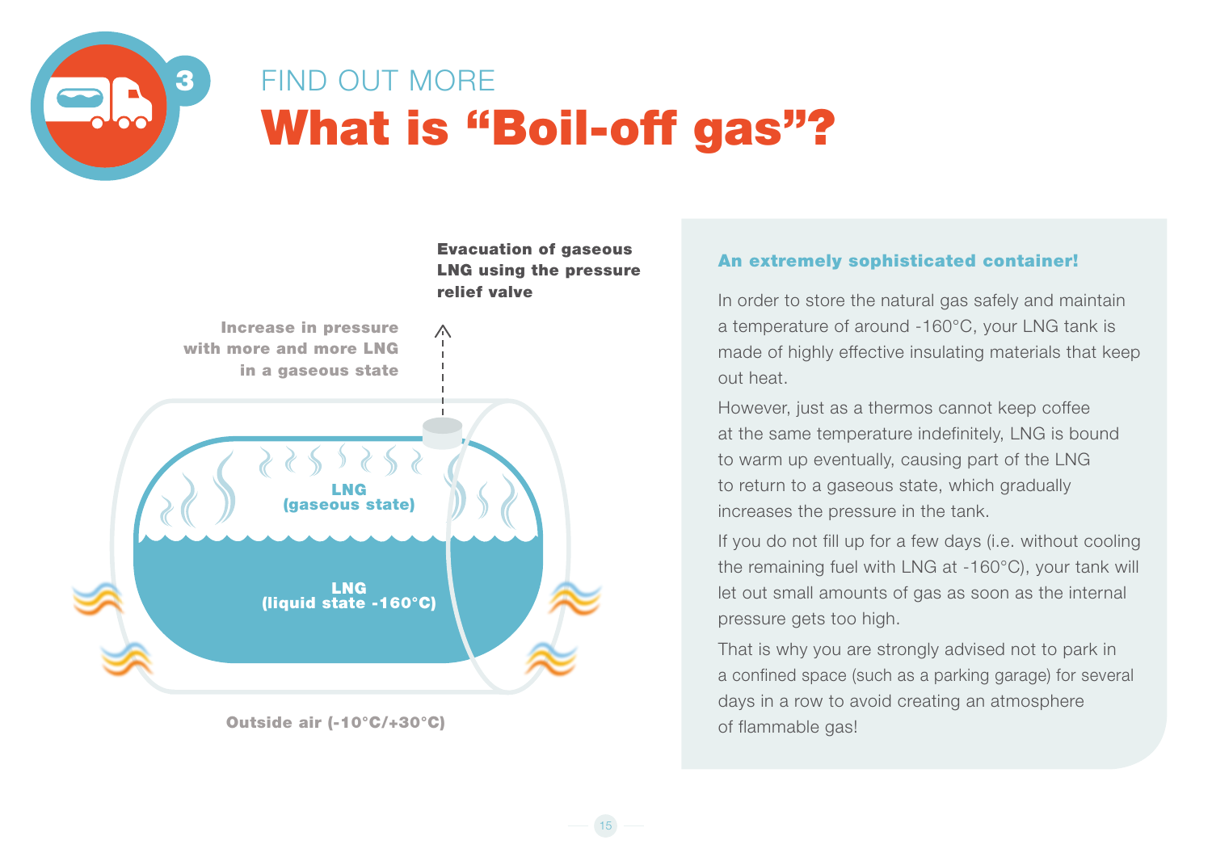FIND OUT MORE

# What is “Boil-off gas”?

**Evacuation of gaseous LNG using the pressure relief valve**

**Increase in pressure with more and more LNG in a gaseous state**

**LNG (gaseous state)**

**LNG (liquid state -160°C)**

**Outside air (-10°C/+30°C)**

### An extremely sophisticated container!

In order to store the natural gas safely and maintain a temperature of around -160°C, your LNG tank is made of highly effective insulating materials that keep out heat.

However, just as a thermos cannot keep coffee at the same temperature indefinitely, LNG is bound to warm up eventually, causing part of the LNG to return to a gaseous state, which gradually increases the pressure in the tank.

If you do not fill up for a few days (i.e. without cooling the remaining fuel with LNG at -160°C), your tank will let out small amounts of gas as soon as the internal pressure gets too high.

That is why you are strongly advised not to park in a confined space (such as a parking garage) for several days in a row to avoid creating an atmosphere of flammable gas!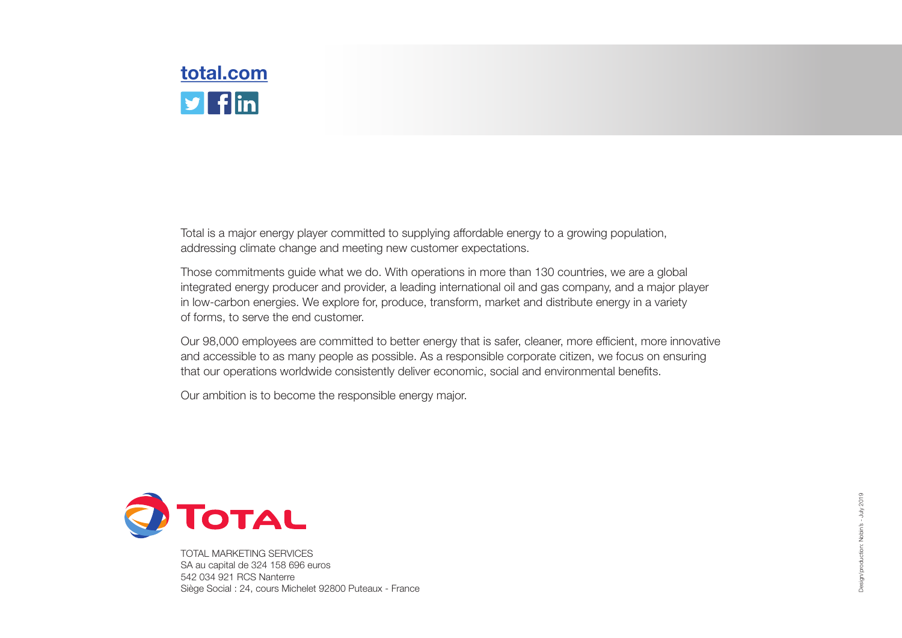**total.com**

Total is a major energy player committed to supplying affordable energy to a growing population, addressing climate change and meeting new customer expectations.

Those commitments guide what we do. With operations in more than 130 countries, we are a global integrated energy producer and provider, a leading international oil and gas company, and a major player in low-carbon energies. We explore for, produce, transform, market and distribute energy in a variety of forms, to serve the end customer.

Our 98,000 employees are committed to better energy that is safer, cleaner, more efficient, more innovative and accessible to as many people as possible. As a responsible corporate citizen, we focus on ensuring that our operations worldwide consistently deliver economic, social and environmental benefits.

Our ambition is to become the responsible energy major.

TOTAL MARKETING SERVICES
SA au capital de 324 158 696 euros
542 034 921 RCS Nanterre
Siège Social : 24, cours Michelet 92800 Puteaux - France

Design/production: Nobin's - July 2019